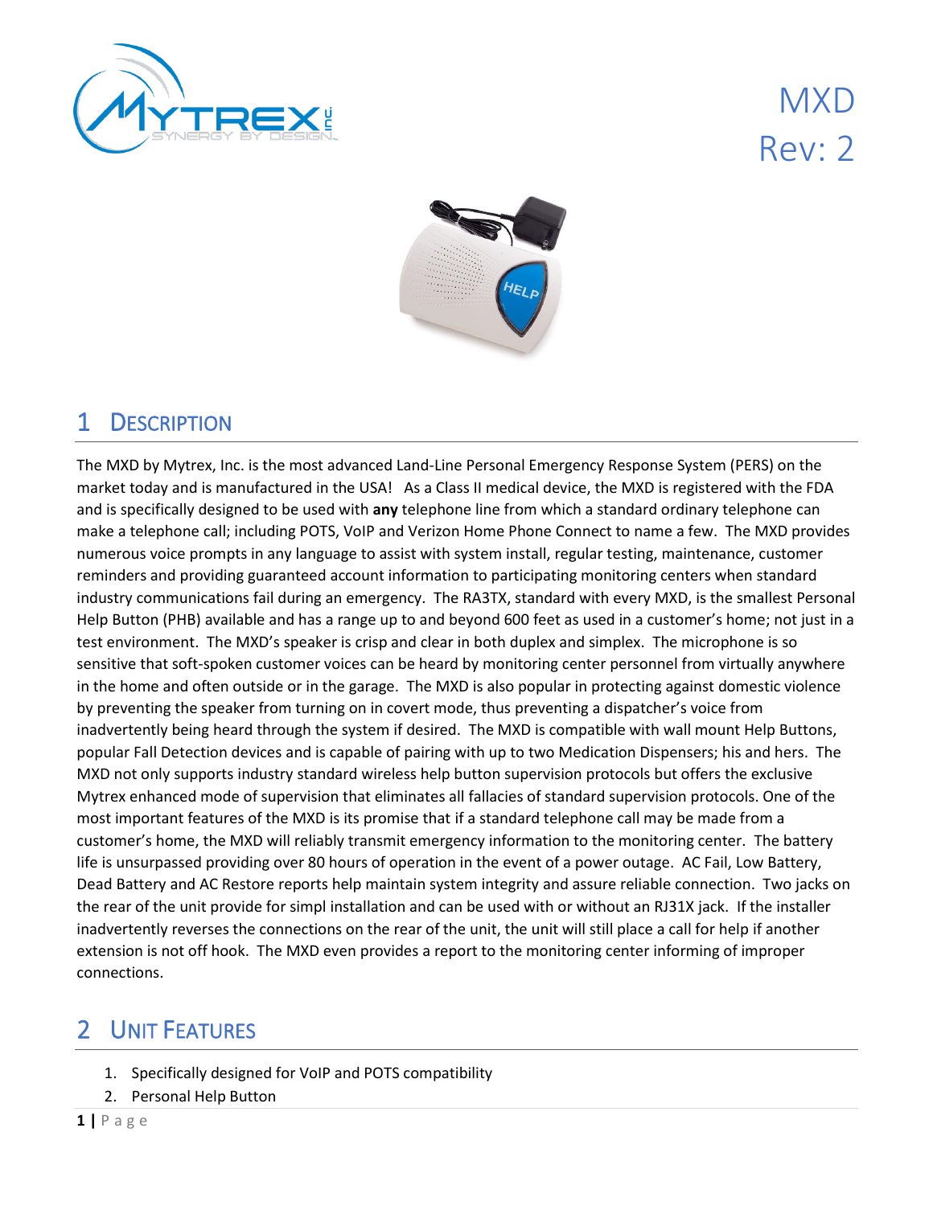# MXD
# Rev: 2

## 1 Description

The MXD by Mytrex, Inc. is the most advanced Land-Line Personal Emergency Response System (PERS) on the market today and is manufactured in the USA! As a Class II medical device, the MXD is registered with the FDA and is specifically designed to be used with **any** telephone line from which a standard ordinary telephone can make a telephone call; including POTS, VoIP and Verizon Home Phone Connect to name a few. The MXD provides numerous voice prompts in any language to assist with system install, regular testing, maintenance, customer reminders and providing guaranteed account information to participating monitoring centers when standard industry communications fail during an emergency. The RA3TX, standard with every MXD, is the smallest Personal Help Button (PHB) available and has a range up to and beyond 600 feet as used in a customer's home; not just in a test environment. The MXD's speaker is crisp and clear in both duplex and simplex. The microphone is so sensitive that soft-spoken customer voices can be heard by monitoring center personnel from virtually anywhere in the home and often outside or in the garage. The MXD is also popular in protecting against domestic violence by preventing the speaker from turning on in covert mode, thus preventing a dispatcher's voice from inadvertently being heard through the system if desired. The MXD is compatible with wall mount Help Buttons, popular Fall Detection devices and is capable of pairing with up to two Medication Dispensers; his and hers. The MXD not only supports industry standard wireless help button supervision protocols but offers the exclusive Mytrex enhanced mode of supervision that eliminates all fallacies of standard supervision protocols. One of the most important features of the MXD is its promise that if a standard telephone call may be made from a customer's home, the MXD will reliably transmit emergency information to the monitoring center. The battery life is unsurpassed providing over 80 hours of operation in the event of a power outage. AC Fail, Low Battery, Dead Battery and AC Restore reports help maintain system integrity and assure reliable connection. Two jacks on the rear of the unit provide for simpl installation and can be used with or without an RJ31X jack. If the installer inadvertently reverses the connections on the rear of the unit, the unit will still place a call for help if another extension is not off hook. The MXD even provides a report to the monitoring center informing of improper connections.

## 2 Unit Features

1. Specifically designed for VoIP and POTS compatibility
2. Personal Help Button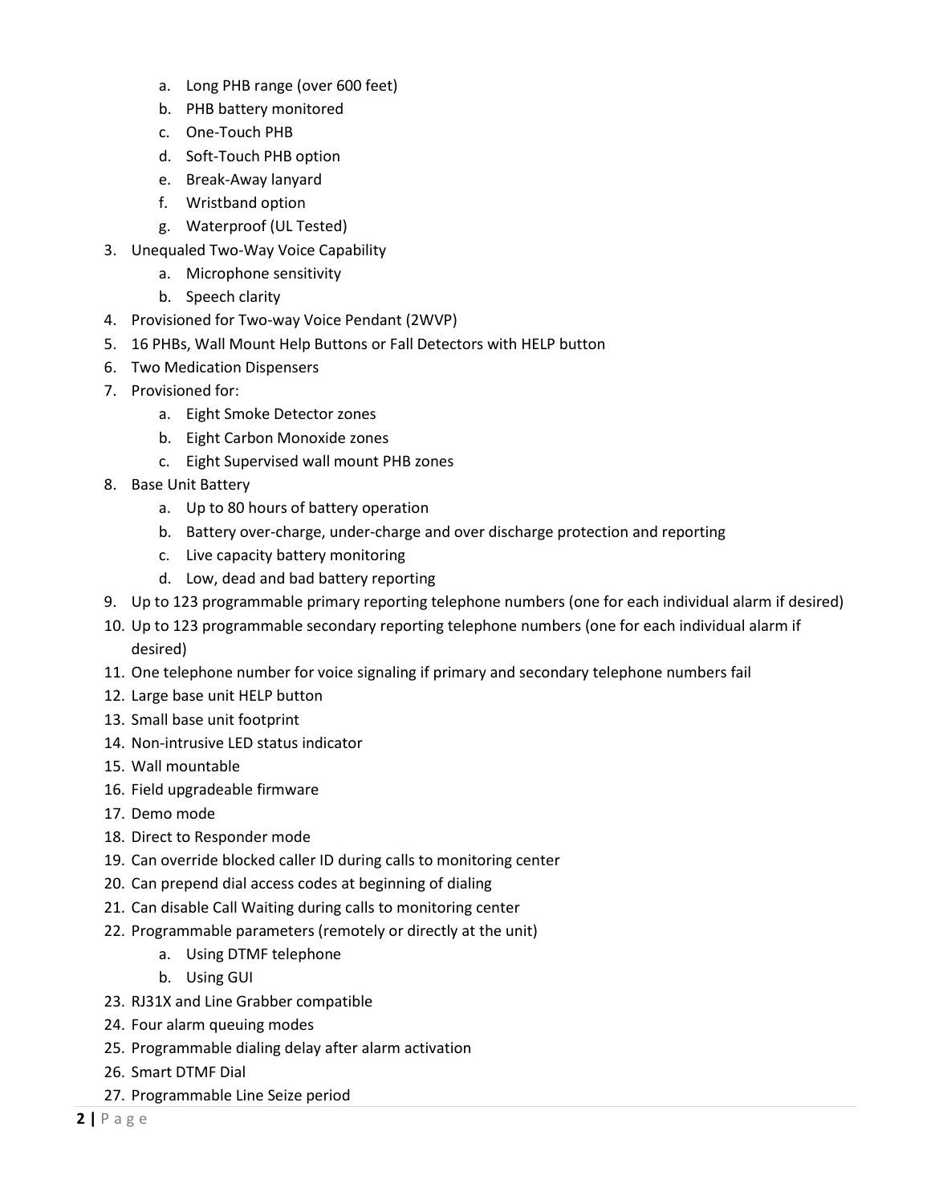a. Long PHB range (over 600 feet)
   b. PHB battery monitored
   c. One-Touch PHB
   d. Soft-Touch PHB option
   e. Break-Away lanyard
   f. Wristband option
   g. Waterproof (UL Tested)
3. Unequaled Two-Way Voice Capability
   a. Microphone sensitivity
   b. Speech clarity
4. Provisioned for Two-way Voice Pendant (2WVP)
5. 16 PHBs, Wall Mount Help Buttons or Fall Detectors with HELP button
6. Two Medication Dispensers
7. Provisioned for:
   a. Eight Smoke Detector zones
   b. Eight Carbon Monoxide zones
   c. Eight Supervised wall mount PHB zones
8. Base Unit Battery
   a. Up to 80 hours of battery operation
   b. Battery over-charge, under-charge and over discharge protection and reporting
   c. Live capacity battery monitoring
   d. Low, dead and bad battery reporting
9. Up to 123 programmable primary reporting telephone numbers (one for each individual alarm if desired)
10. Up to 123 programmable secondary reporting telephone numbers (one for each individual alarm if desired)
11. One telephone number for voice signaling if primary and secondary telephone numbers fail
12. Large base unit HELP button
13. Small base unit footprint
14. Non-intrusive LED status indicator
15. Wall mountable
16. Field upgradeable firmware
17. Demo mode
18. Direct to Responder mode
19. Can override blocked caller ID during calls to monitoring center
20. Can prepend dial access codes at beginning of dialing
21. Can disable Call Waiting during calls to monitoring center
22. Programmable parameters (remotely or directly at the unit)
   a. Using DTMF telephone
   b. Using GUI
23. RJ31X and Line Grabber compatible
24. Four alarm queuing modes
25. Programmable dialing delay after alarm activation
26. Smart DTMF Dial
27. Programmable Line Seize period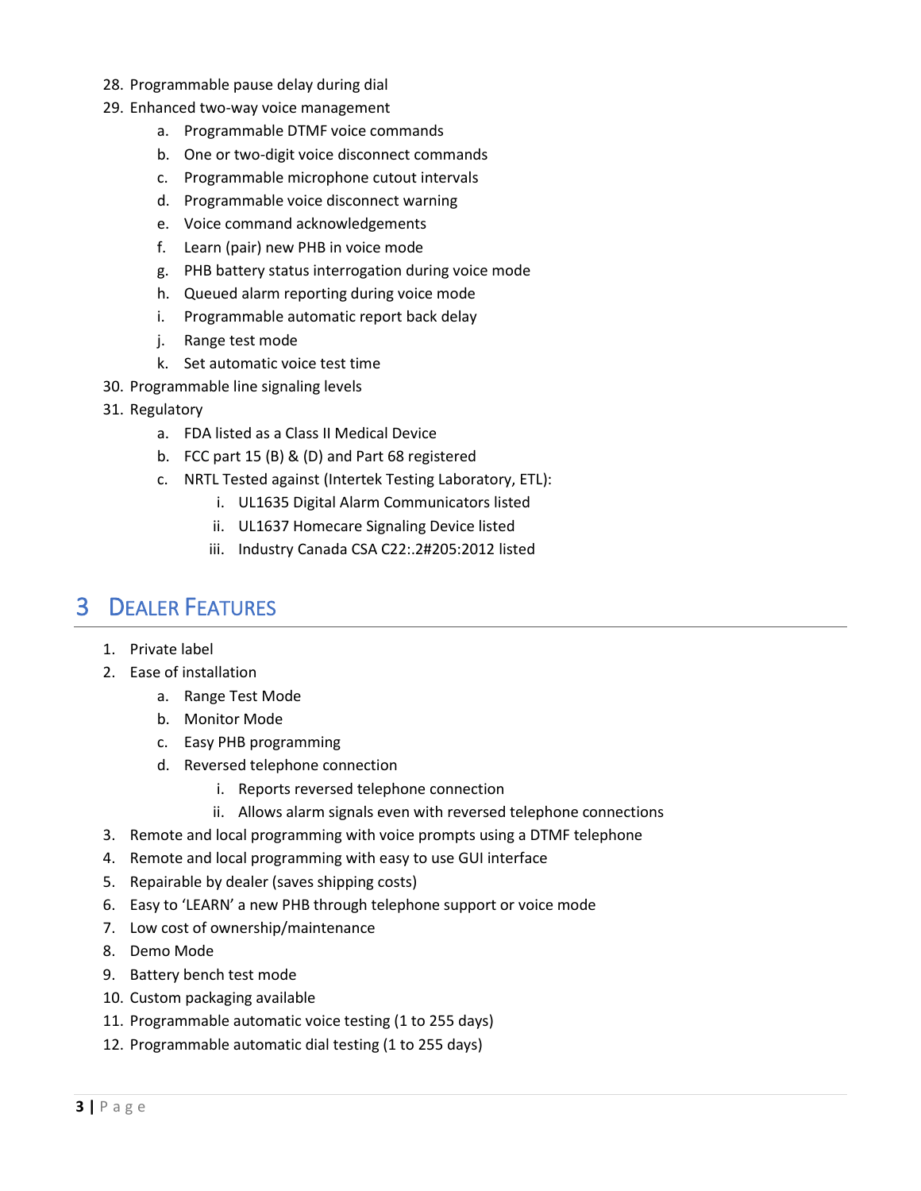28. Programmable pause delay during dial
29. Enhanced two-way voice management
    a. Programmable DTMF voice commands
    b. One or two-digit voice disconnect commands
    c. Programmable microphone cutout intervals
    d. Programmable voice disconnect warning
    e. Voice command acknowledgements
    f. Learn (pair) new PHB in voice mode
    g. PHB battery status interrogation during voice mode
    h. Queued alarm reporting during voice mode
    i. Programmable automatic report back delay
    j. Range test mode
    k. Set automatic voice test time
30. Programmable line signaling levels
31. Regulatory
    a. FDA listed as a Class II Medical Device
    b. FCC part 15 (B) & (D) and Part 68 registered
    c. NRTL Tested against (Intertek Testing Laboratory, ETL):
        i. UL1635 Digital Alarm Communicators listed
        ii. UL1637 Homecare Signaling Device listed
        iii. Industry Canada CSA C22:.2#205:2012 listed

# 3 Dealer Features

1. Private label
2. Ease of installation
    a. Range Test Mode
    b. Monitor Mode
    c. Easy PHB programming
    d. Reversed telephone connection
        i. Reports reversed telephone connection
        ii. Allows alarm signals even with reversed telephone connections
3. Remote and local programming with voice prompts using a DTMF telephone
4. Remote and local programming with easy to use GUI interface
5. Repairable by dealer (saves shipping costs)
6. Easy to 'LEARN' a new PHB through telephone support or voice mode
7. Low cost of ownership/maintenance
8. Demo Mode
9. Battery bench test mode
10. Custom packaging available
11. Programmable automatic voice testing (1 to 255 days)
12. Programmable automatic dial testing (1 to 255 days)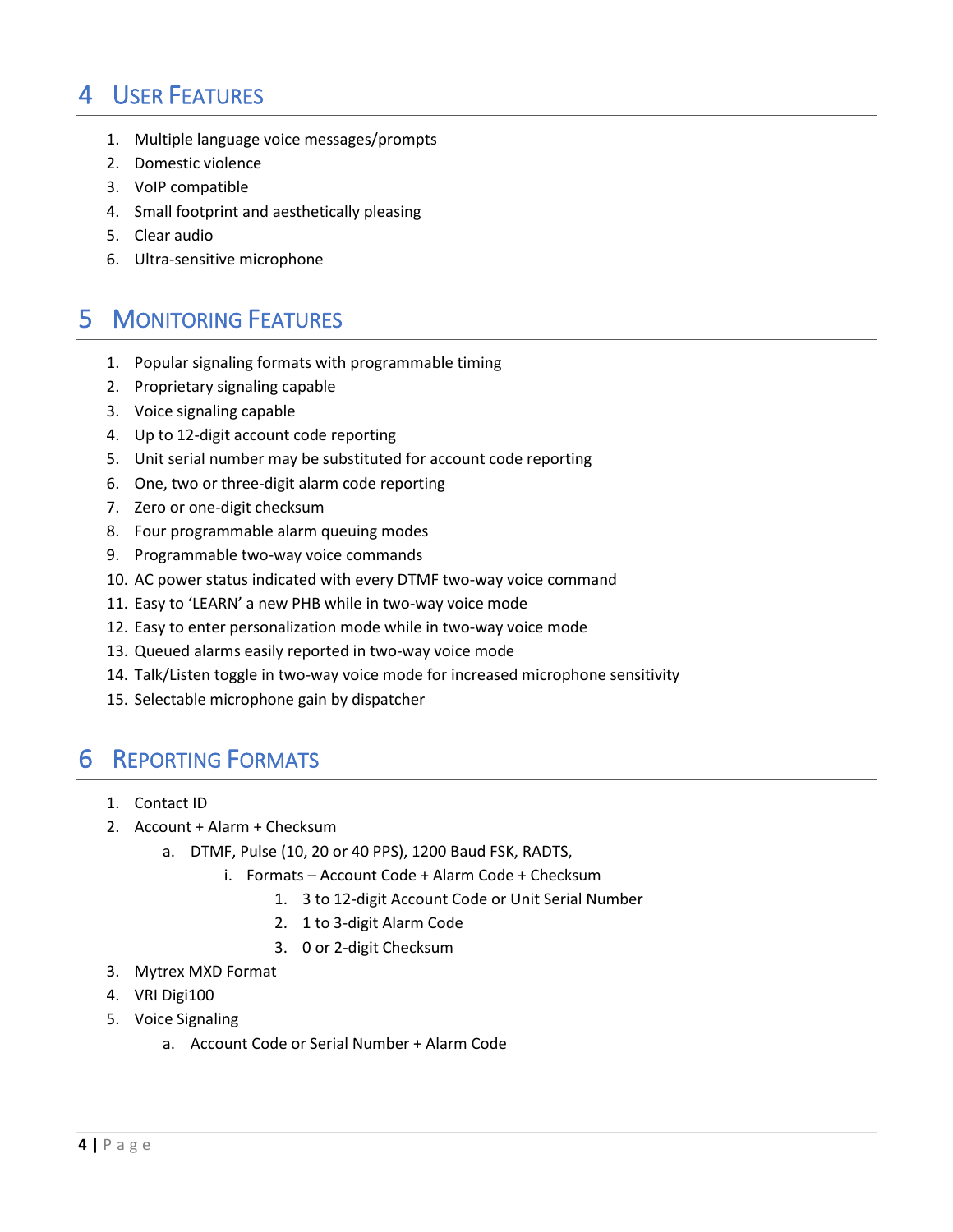# 4 User Features

1. Multiple language voice messages/prompts
2. Domestic violence
3. VoIP compatible
4. Small footprint and aesthetically pleasing
5. Clear audio
6. Ultra-sensitive microphone

# 5 Monitoring Features

1. Popular signaling formats with programmable timing
2. Proprietary signaling capable
3. Voice signaling capable
4. Up to 12-digit account code reporting
5. Unit serial number may be substituted for account code reporting
6. One, two or three-digit alarm code reporting
7. Zero or one-digit checksum
8. Four programmable alarm queuing modes
9. Programmable two-way voice commands
10. AC power status indicated with every DTMF two-way voice command
11. Easy to 'LEARN' a new PHB while in two-way voice mode
12. Easy to enter personalization mode while in two-way voice mode
13. Queued alarms easily reported in two-way voice mode
14. Talk/Listen toggle in two-way voice mode for increased microphone sensitivity
15. Selectable microphone gain by dispatcher

# 6 Reporting Formats

1. Contact ID
2. Account + Alarm + Checksum
    a. DTMF, Pulse (10, 20 or 40 PPS), 1200 Baud FSK, RADTS,
        i. Formats – Account Code + Alarm Code + Checksum
            1. 3 to 12-digit Account Code or Unit Serial Number
            2. 1 to 3-digit Alarm Code
            3. 0 or 2-digit Checksum
3. Mytrex MXD Format
4. VRI Digi100
5. Voice Signaling
    a. Account Code or Serial Number + Alarm Code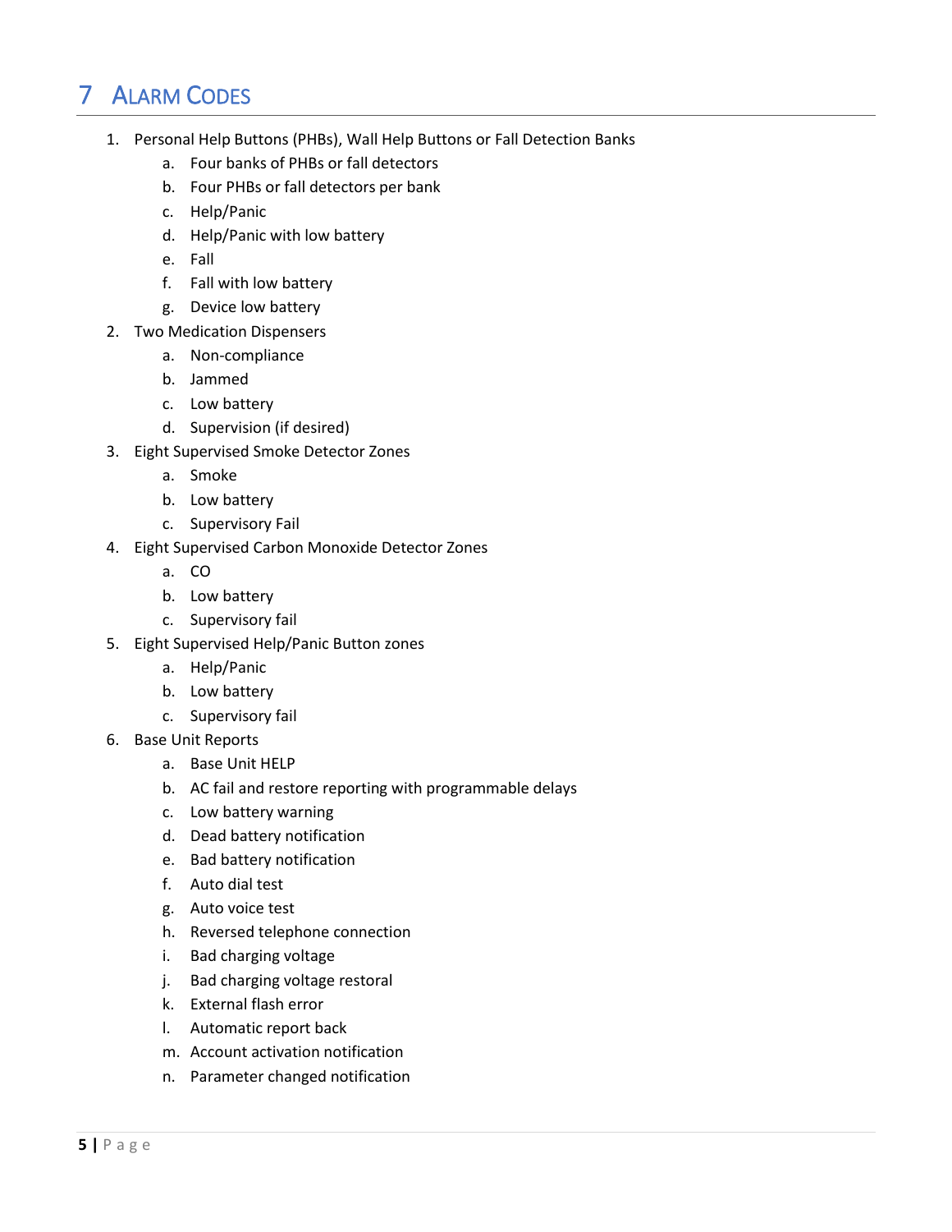# 7 Alarm Codes

1. Personal Help Buttons (PHBs), Wall Help Buttons or Fall Detection Banks
    a. Four banks of PHBs or fall detectors
    b. Four PHBs or fall detectors per bank
    c. Help/Panic
    d. Help/Panic with low battery
    e. Fall
    f. Fall with low battery
    g. Device low battery
2. Two Medication Dispensers
    a. Non-compliance
    b. Jammed
    c. Low battery
    d. Supervision (if desired)
3. Eight Supervised Smoke Detector Zones
    a. Smoke
    b. Low battery
    c. Supervisory Fail
4. Eight Supervised Carbon Monoxide Detector Zones
    a. CO
    b. Low battery
    c. Supervisory fail
5. Eight Supervised Help/Panic Button zones
    a. Help/Panic
    b. Low battery
    c. Supervisory fail
6. Base Unit Reports
    a. Base Unit HELP
    b. AC fail and restore reporting with programmable delays
    c. Low battery warning
    d. Dead battery notification
    e. Bad battery notification
    f. Auto dial test
    g. Auto voice test
    h. Reversed telephone connection
    i. Bad charging voltage
    j. Bad charging voltage restoral
    k. External flash error
    l. Automatic report back
    m. Account activation notification
    n. Parameter changed notification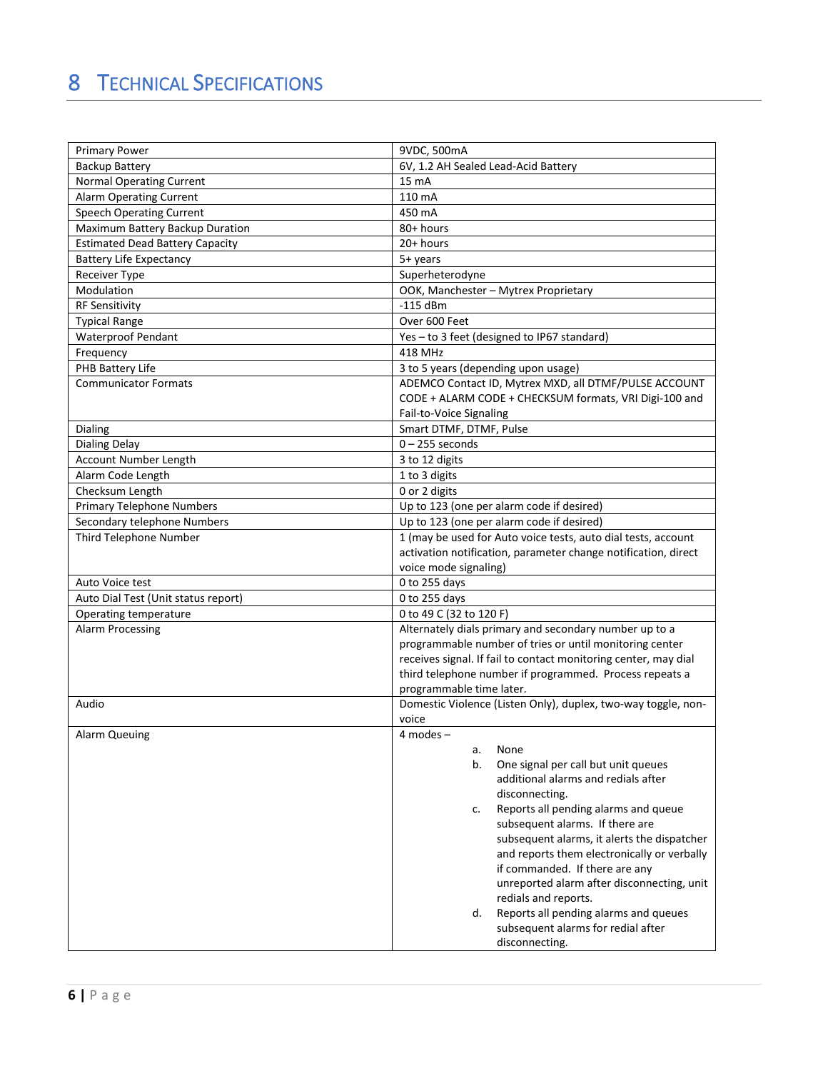# 8 Technical Specifications

| | |
|---|---|
| Primary Power | 9VDC, 500mA |
| Backup Battery | 6V, 1.2 AH Sealed Lead-Acid Battery |
| Normal Operating Current | 15 mA |
| Alarm Operating Current | 110 mA |
| Speech Operating Current | 450 mA |
| Maximum Battery Backup Duration | 80+ hours |
| Estimated Dead Battery Capacity | 20+ hours |
| Battery Life Expectancy | 5+ years |
| Receiver Type | Superheterodyne |
| Modulation | OOK, Manchester – Mytrex Proprietary |
| RF Sensitivity | -115 dBm |
| Typical Range | Over 600 Feet |
| Waterproof Pendant | Yes – to 3 feet (designed to IP67 standard) |
| Frequency | 418 MHz |
| PHB Battery Life | 3 to 5 years (depending upon usage) |
| Communicator Formats | ADEMCO Contact ID, Mytrex MXD, all DTMF/PULSE ACCOUNT CODE + ALARM CODE + CHECKSUM formats, VRI Digi-100 and Fail-to-Voice Signaling |
| Dialing | Smart DTMF, DTMF, Pulse |
| Dialing Delay | 0 – 255 seconds |
| Account Number Length | 3 to 12 digits |
| Alarm Code Length | 1 to 3 digits |
| Checksum Length | 0 or 2 digits |
| Primary Telephone Numbers | Up to 123 (one per alarm code if desired) |
| Secondary telephone Numbers | Up to 123 (one per alarm code if desired) |
| Third Telephone Number | 1 (may be used for Auto voice tests, auto dial tests, account activation notification, parameter change notification, direct voice mode signaling) |
| Auto Voice test | 0 to 255 days |
| Auto Dial Test (Unit status report) | 0 to 255 days |
| Operating temperature | 0 to 49 C (32 to 120 F) |
| Alarm Processing | Alternately dials primary and secondary number up to a programmable number of tries or until monitoring center receives signal. If fail to contact monitoring center, may dial third telephone number if programmed. Process repeats a programmable time later. |
| Audio | Domestic Violence (Listen Only), duplex, two-way toggle, non-voice |
| Alarm Queuing | 4 modes – <br>a. None <br>b. One signal per call but unit queues additional alarms and redials after disconnecting. <br>c. Reports all pending alarms and queue subsequent alarms. If there are subsequent alarms, it alerts the dispatcher and reports them electronically or verbally if commanded. If there are any unreported alarm after disconnecting, unit redials and reports. <br>d. Reports all pending alarms and queues subsequent alarms for redial after disconnecting. |